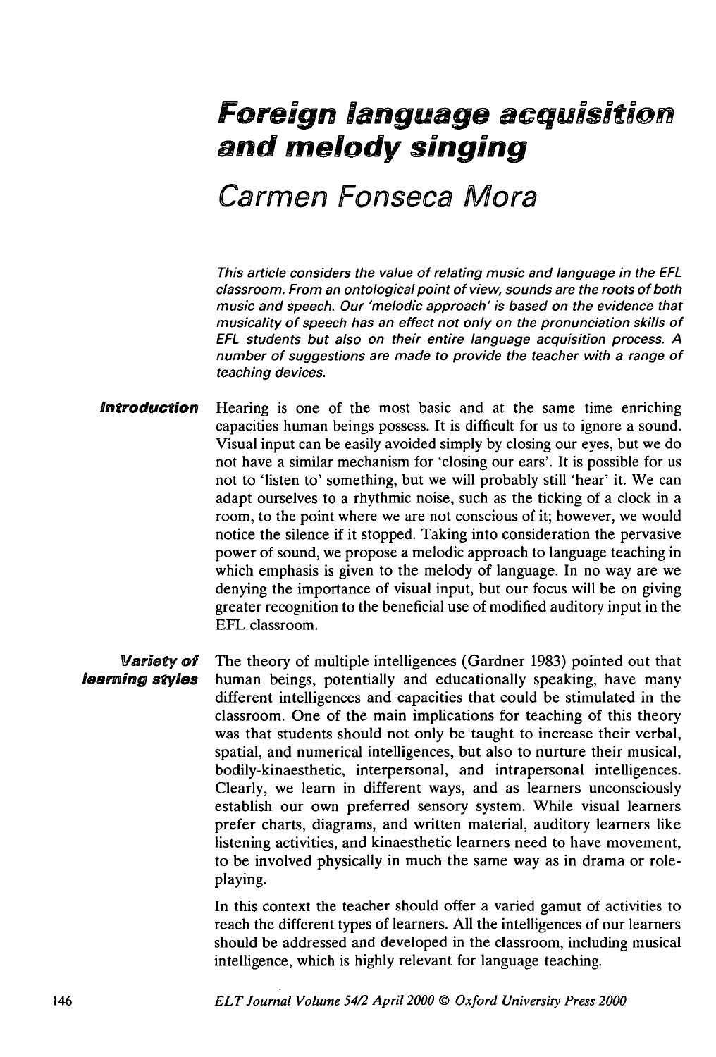# Foreign language acquisition and melody singing

## Carmen Fonseca Mora

*This article considers the value of relating music and language in the EFL classroom. From an ontological point of view, sounds are the roots of both music and speech. Our 'melodic approach' is based on the evidence that musicality of speech has an effect not only on the pronunciation skills of EFL students but also on their entire language acquisition process. A number of suggestions are made to provide the teacher with a range of teaching devices.*

### Introduction

Hearing is one of the most basic and at the same time enriching capacities human beings possess. It is difficult for us to ignore a sound. Visual input can be easily avoided simply by closing our eyes, but we do not have a similar mechanism for 'closing our ears'. It is possible for us not to 'listen to' something, but we will probably still 'hear' it. We can adapt ourselves to a rhythmic noise, such as the ticking of a clock in a room, to the point where we are not conscious of it; however, we would notice the silence if it stopped. Taking into consideration the pervasive power of sound, we propose a melodic approach to language teaching in which emphasis is given to the melody of language. In no way are we denying the importance of visual input, but our focus will be on giving greater recognition to the beneficial use of modified auditory input in the EFL classroom.

### Variety of learning styles

The theory of multiple intelligences (Gardner 1983) pointed out that human beings, potentially and educationally speaking, have many different intelligences and capacities that could be stimulated in the classroom. One of the main implications for teaching of this theory was that students should not only be taught to increase their verbal, spatial, and numerical intelligences, but also to nurture their musical, bodily-kinaesthetic, interpersonal, and intrapersonal intelligences. Clearly, we learn in different ways, and as learners unconsciously establish our own preferred sensory system. While visual learners prefer charts, diagrams, and written material, auditory learners like listening activities, and kinaesthetic learners need to have movement, to be involved physically in much the same way as in drama or role-playing.

In this context the teacher should offer a varied gamut of activities to reach the different types of learners. All the intelligences of our learners should be addressed and developed in the classroom, including musical intelligence, which is highly relevant for language teaching.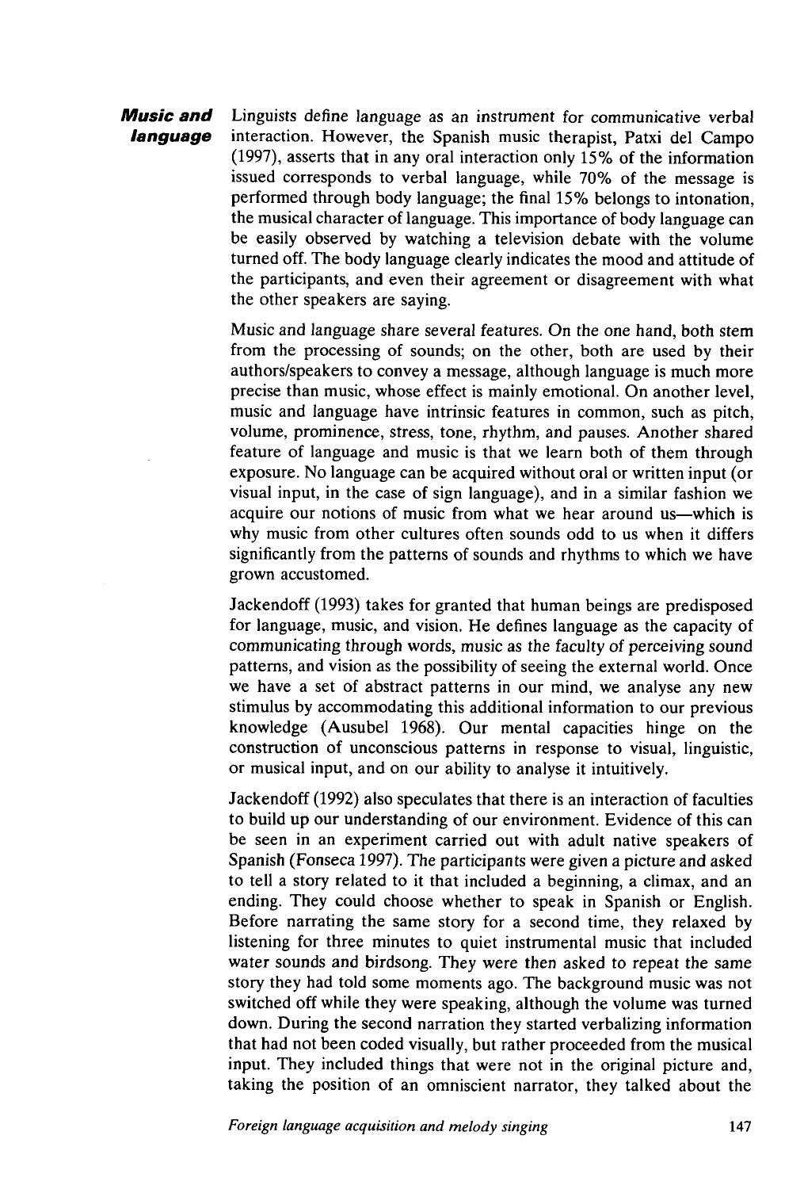## Music and language

Linguists define language as an instrument for communicative verbal interaction. However, the Spanish music therapist, Patxi del Campo (1997), asserts that in any oral interaction only 15% of the information issued corresponds to verbal language, while 70% of the message is performed through body language; the final 15% belongs to intonation, the musical character of language. This importance of body language can be easily observed by watching a television debate with the volume turned off. The body language clearly indicates the mood and attitude of the participants, and even their agreement or disagreement with what the other speakers are saying.

Music and language share several features. On the one hand, both stem from the processing of sounds; on the other, both are used by their authors/speakers to convey a message, although language is much more precise than music, whose effect is mainly emotional. On another level, music and language have intrinsic features in common, such as pitch, volume, prominence, stress, tone, rhythm, and pauses. Another shared feature of language and music is that we learn both of them through exposure. No language can be acquired without oral or written input (or visual input, in the case of sign language), and in a similar fashion we acquire our notions of music from what we hear around us—which is why music from other cultures often sounds odd to us when it differs significantly from the patterns of sounds and rhythms to which we have grown accustomed.

Jackendoff (1993) takes for granted that human beings are predisposed for language, music, and vision. He defines language as the capacity of communicating through words, music as the faculty of perceiving sound patterns, and vision as the possibility of seeing the external world. Once we have a set of abstract patterns in our mind, we analyse any new stimulus by accommodating this additional information to our previous knowledge (Ausubel 1968). Our mental capacities hinge on the construction of unconscious patterns in response to visual, linguistic, or musical input, and on our ability to analyse it intuitively.

Jackendoff (1992) also speculates that there is an interaction of faculties to build up our understanding of our environment. Evidence of this can be seen in an experiment carried out with adult native speakers of Spanish (Fonseca 1997). The participants were given a picture and asked to tell a story related to it that included a beginning, a climax, and an ending. They could choose whether to speak in Spanish or English. Before narrating the same story for a second time, they relaxed by listening for three minutes to quiet instrumental music that included water sounds and birdsong. They were then asked to repeat the same story they had told some moments ago. The background music was not switched off while they were speaking, although the volume was turned down. During the second narration they started verbalizing information that had not been coded visually, but rather proceeded from the musical input. They included things that were not in the original picture and, taking the position of an omniscient narrator, they talked about the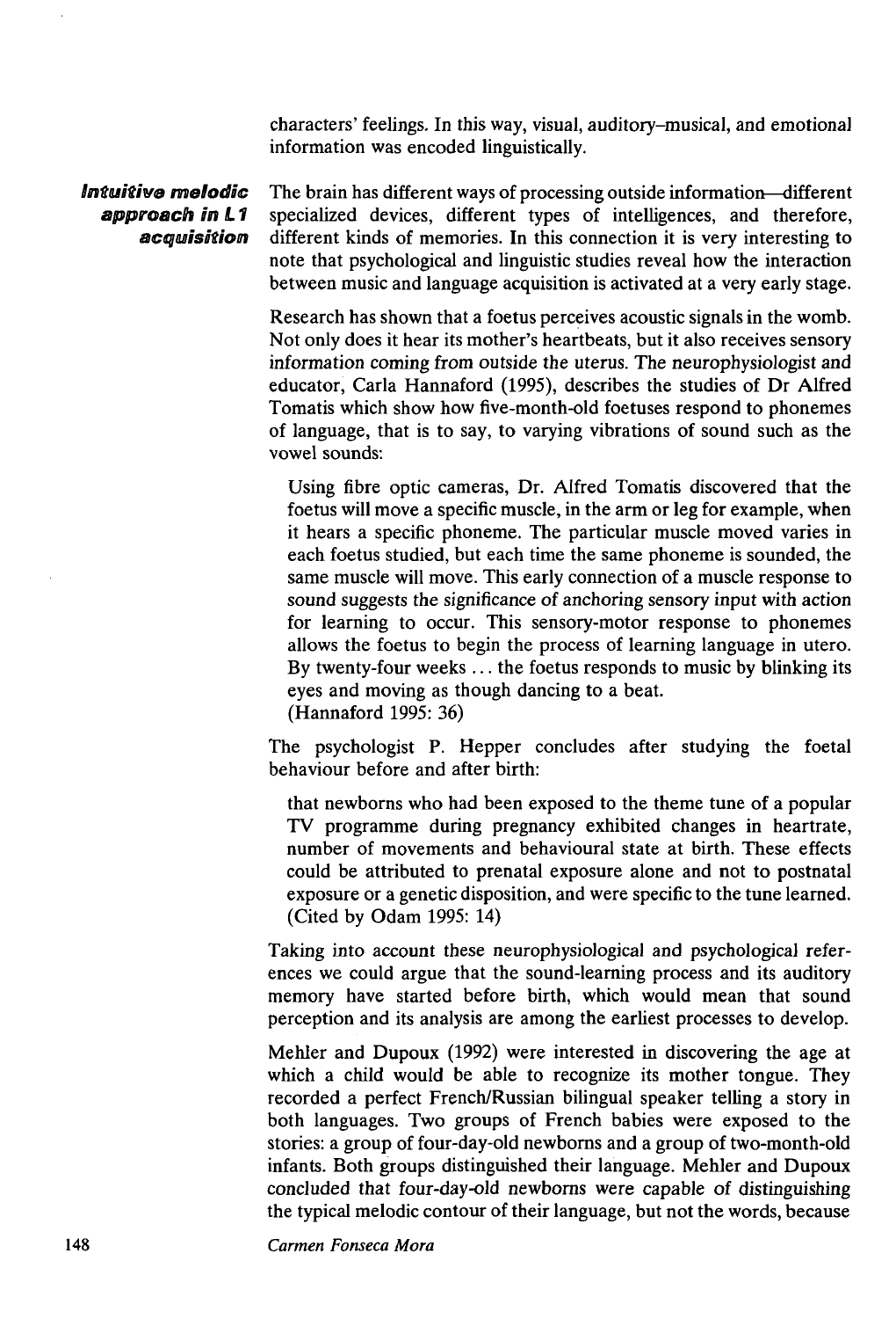characters' feelings. In this way, visual, auditory–musical, and emotional information was encoded linguistically.

## *Intuitive melodic approach in L1 acquisition*

The brain has different ways of processing outside information—different specialized devices, different types of intelligences, and therefore, different kinds of memories. In this connection it is very interesting to note that psychological and linguistic studies reveal how the interaction between music and language acquisition is activated at a very early stage.

Research has shown that a foetus perceives acoustic signals in the womb. Not only does it hear its mother's heartbeats, but it also receives sensory information coming from outside the uterus. The neurophysiologist and educator, Carla Hannaford (1995), describes the studies of Dr Alfred Tomatis which show how five-month-old foetuses respond to phonemes of language, that is to say, to varying vibrations of sound such as the vowel sounds:

> Using fibre optic cameras, Dr. Alfred Tomatis discovered that the foetus will move a specific muscle, in the arm or leg for example, when it hears a specific phoneme. The particular muscle moved varies in each foetus studied, but each time the same phoneme is sounded, the same muscle will move. This early connection of a muscle response to sound suggests the significance of anchoring sensory input with action for learning to occur. This sensory-motor response to phonemes allows the foetus to begin the process of learning language in utero. By twenty-four weeks ... the foetus responds to music by blinking its eyes and moving as though dancing to a beat.
> (Hannaford 1995: 36)

The psychologist P. Hepper concludes after studying the foetal behaviour before and after birth:

> that newborns who had been exposed to the theme tune of a popular TV programme during pregnancy exhibited changes in heartrate, number of movements and behavioural state at birth. These effects could be attributed to prenatal exposure alone and not to postnatal exposure or a genetic disposition, and were specific to the tune learned.
> (Cited by Odam 1995: 14)

Taking into account these neurophysiological and psychological references we could argue that the sound-learning process and its auditory memory have started before birth, which would mean that sound perception and its analysis are among the earliest processes to develop.

Mehler and Dupoux (1992) were interested in discovering the age at which a child would be able to recognize its mother tongue. They recorded a perfect French/Russian bilingual speaker telling a story in both languages. Two groups of French babies were exposed to the stories: a group of four-day-old newborns and a group of two-month-old infants. Both groups distinguished their language. Mehler and Dupoux concluded that four-day-old newborns were capable of distinguishing the typical melodic contour of their language, but not the words, because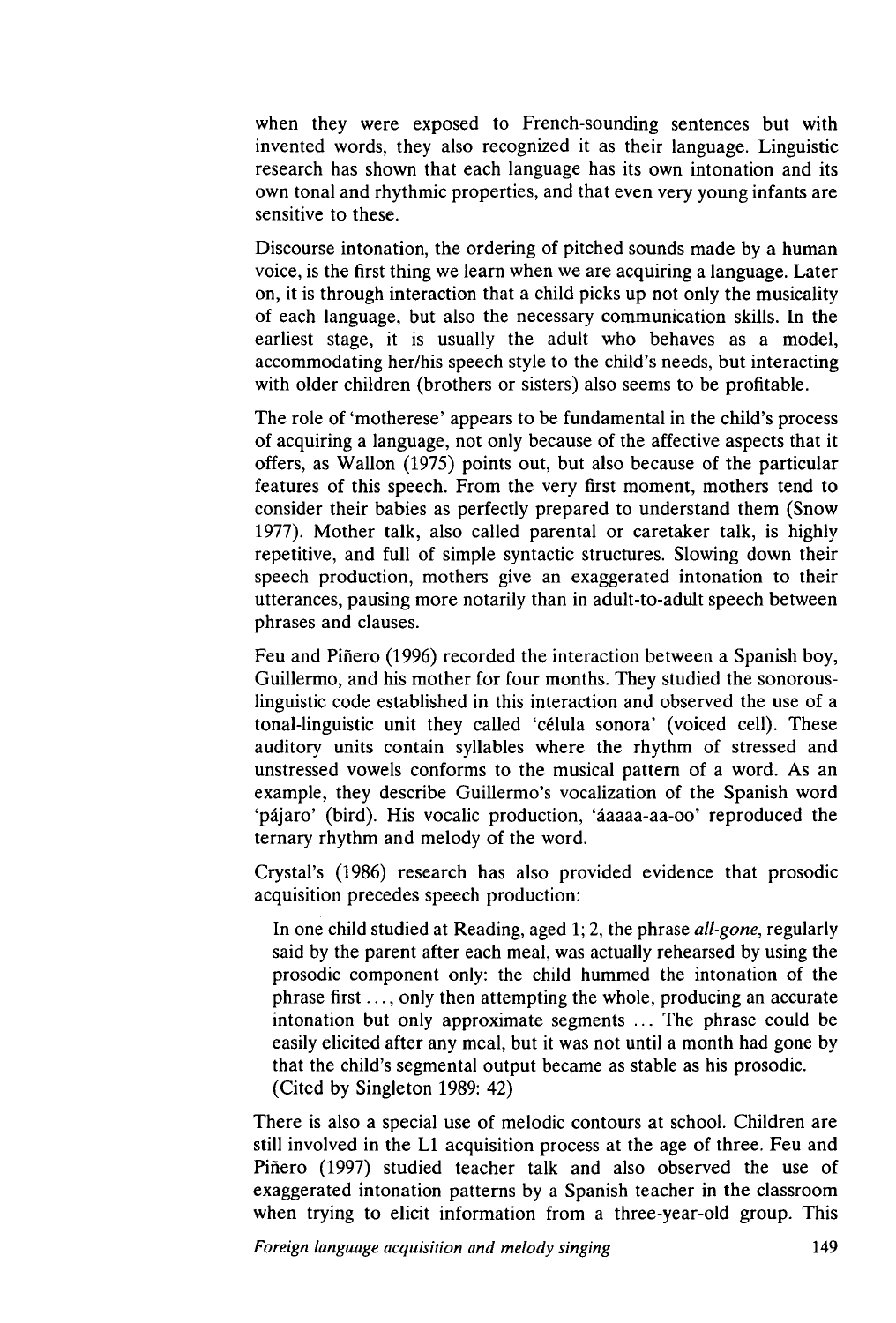when they were exposed to French-sounding sentences but with invented words, they also recognized it as their language. Linguistic research has shown that each language has its own intonation and its own tonal and rhythmic properties, and that even very young infants are sensitive to these.

Discourse intonation, the ordering of pitched sounds made by a human voice, is the first thing we learn when we are acquiring a language. Later on, it is through interaction that a child picks up not only the musicality of each language, but also the necessary communication skills. In the earliest stage, it is usually the adult who behaves as a model, accommodating her/his speech style to the child's needs, but interacting with older children (brothers or sisters) also seems to be profitable.

The role of 'motherese' appears to be fundamental in the child's process of acquiring a language, not only because of the affective aspects that it offers, as Wallon (1975) points out, but also because of the particular features of this speech. From the very first moment, mothers tend to consider their babies as perfectly prepared to understand them (Snow 1977). Mother talk, also called parental or caretaker talk, is highly repetitive, and full of simple syntactic structures. Slowing down their speech production, mothers give an exaggerated intonation to their utterances, pausing more notarily than in adult-to-adult speech between phrases and clauses.

Feu and Piñero (1996) recorded the interaction between a Spanish boy, Guillermo, and his mother for four months. They studied the sonorous-linguistic code established in this interaction and observed the use of a tonal-linguistic unit they called 'célula sonora' (voiced cell). These auditory units contain syllables where the rhythm of stressed and unstressed vowels conforms to the musical pattern of a word. As an example, they describe Guillermo's vocalization of the Spanish word 'pájaro' (bird). His vocalic production, 'áaaaa-aa-oo' reproduced the ternary rhythm and melody of the word.

Crystal's (1986) research has also provided evidence that prosodic acquisition precedes speech production:

> In one child studied at Reading, aged 1; 2, the phrase *all-gone*, regularly said by the parent after each meal, was actually rehearsed by using the prosodic component only: the child hummed the intonation of the phrase first ..., only then attempting the whole, producing an accurate intonation but only approximate segments ... The phrase could be easily elicited after any meal, but it was not until a month had gone by that the child's segmental output became as stable as his prosodic.
> (Cited by Singleton 1989: 42)

There is also a special use of melodic contours at school. Children are still involved in the L1 acquisition process at the age of three. Feu and Piñero (1997) studied teacher talk and also observed the use of exaggerated intonation patterns by a Spanish teacher in the classroom when trying to elicit information from a three-year-old group. This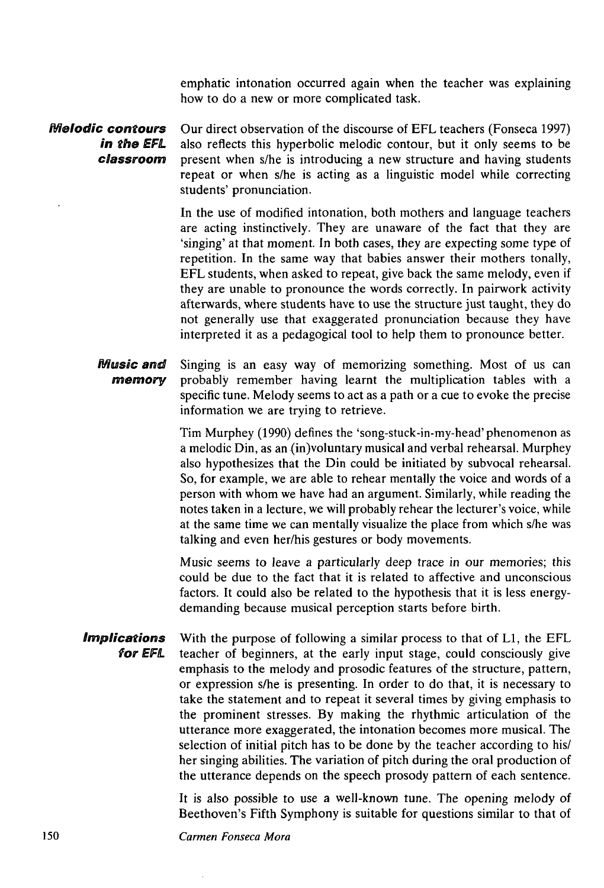emphatic intonation occurred again when the teacher was explaining how to do a new or more complicated task.

### Melodic contours in the EFL classroom

Our direct observation of the discourse of EFL teachers (Fonseca 1997) also reflects this hyperbolic melodic contour, but it only seems to be present when s/he is introducing a new structure and having students repeat or when s/he is acting as a linguistic model while correcting students' pronunciation.

In the use of modified intonation, both mothers and language teachers are acting instinctively. They are unaware of the fact that they are 'singing' at that moment. In both cases, they are expecting some type of repetition. In the same way that babies answer their mothers tonally, EFL students, when asked to repeat, give back the same melody, even if they are unable to pronounce the words correctly. In pairwork activity afterwards, where students have to use the structure just taught, they do not generally use that exaggerated pronunciation because they have interpreted it as a pedagogical tool to help them to pronounce better.

### Music and memory

Singing is an easy way of memorizing something. Most of us can probably remember having learnt the multiplication tables with a specific tune. Melody seems to act as a path or a cue to evoke the precise information we are trying to retrieve.

Tim Murphey (1990) defines the 'song-stuck-in-my-head' phenomenon as a melodic Din, as an (in)voluntary musical and verbal rehearsal. Murphey also hypothesizes that the Din could be initiated by subvocal rehearsal. So, for example, we are able to rehear mentally the voice and words of a person with whom we have had an argument. Similarly, while reading the notes taken in a lecture, we will probably rehear the lecturer's voice, while at the same time we can mentally visualize the place from which s/he was talking and even her/his gestures or body movements.

Music seems to leave a particularly deep trace in our memories; this could be due to the fact that it is related to affective and unconscious factors. It could also be related to the hypothesis that it is less energy-demanding because musical perception starts before birth.

### Implications for EFL

With the purpose of following a similar process to that of L1, the EFL teacher of beginners, at the early input stage, could consciously give emphasis to the melody and prosodic features of the structure, pattern, or expression s/he is presenting. In order to do that, it is necessary to take the statement and to repeat it several times by giving emphasis to the prominent stresses. By making the rhythmic articulation of the utterance more exaggerated, the intonation becomes more musical. The selection of initial pitch has to be done by the teacher according to his/her singing abilities. The variation of pitch during the oral production of the utterance depends on the speech prosody pattern of each sentence.

It is also possible to use a well-known tune. The opening melody of Beethoven's Fifth Symphony is suitable for questions similar to that of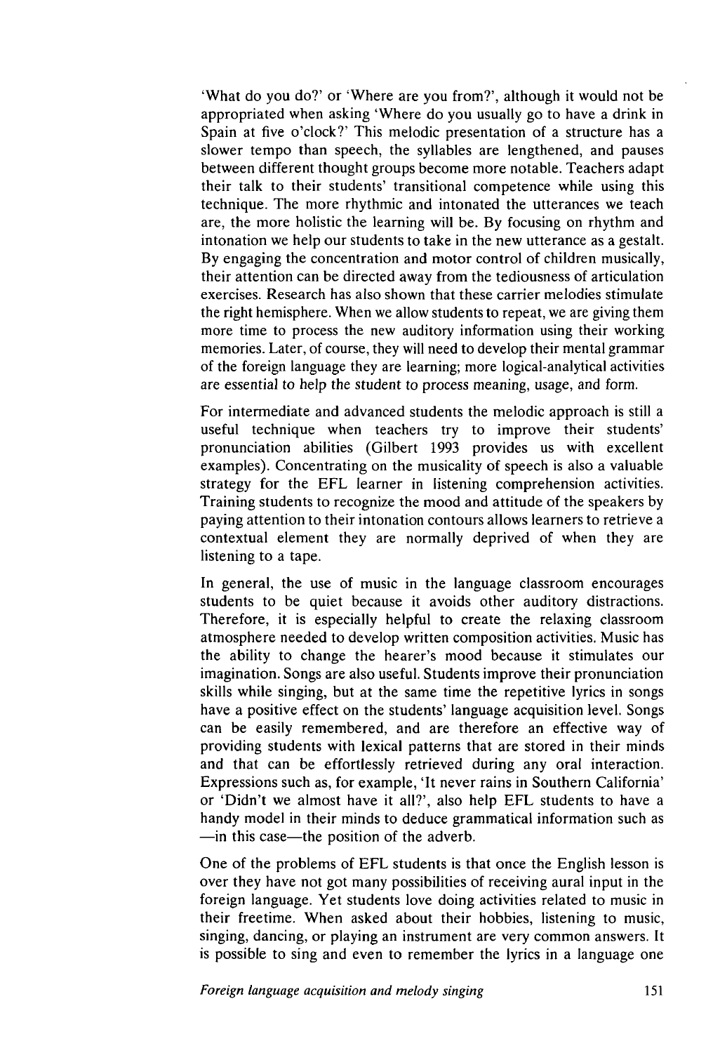'What do you do?' or 'Where are you from?', although it would not be appropriated when asking 'Where do you usually go to have a drink in Spain at five o'clock?' This melodic presentation of a structure has a slower tempo than speech, the syllables are lengthened, and pauses between different thought groups become more notable. Teachers adapt their talk to their students' transitional competence while using this technique. The more rhythmic and intonated the utterances we teach are, the more holistic the learning will be. By focusing on rhythm and intonation we help our students to take in the new utterance as a gestalt. By engaging the concentration and motor control of children musically, their attention can be directed away from the tediousness of articulation exercises. Research has also shown that these carrier melodies stimulate the right hemisphere. When we allow students to repeat, we are giving them more time to process the new auditory information using their working memories. Later, of course, they will need to develop their mental grammar of the foreign language they are learning; more logical-analytical activities are essential to help the student to process meaning, usage, and form.

For intermediate and advanced students the melodic approach is still a useful technique when teachers try to improve their students' pronunciation abilities (Gilbert 1993 provides us with excellent examples). Concentrating on the musicality of speech is also a valuable strategy for the EFL learner in listening comprehension activities. Training students to recognize the mood and attitude of the speakers by paying attention to their intonation contours allows learners to retrieve a contextual element they are normally deprived of when they are listening to a tape.

In general, the use of music in the language classroom encourages students to be quiet because it avoids other auditory distractions. Therefore, it is especially helpful to create the relaxing classroom atmosphere needed to develop written composition activities. Music has the ability to change the hearer's mood because it stimulates our imagination. Songs are also useful. Students improve their pronunciation skills while singing, but at the same time the repetitive lyrics in songs have a positive effect on the students' language acquisition level. Songs can be easily remembered, and are therefore an effective way of providing students with lexical patterns that are stored in their minds and that can be effortlessly retrieved during any oral interaction. Expressions such as, for example, 'It never rains in Southern California' or 'Didn't we almost have it all?', also help EFL students to have a handy model in their minds to deduce grammatical information such as —in this case—the position of the adverb.

One of the problems of EFL students is that once the English lesson is over they have not got many possibilities of receiving aural input in the foreign language. Yet students love doing activities related to music in their freetime. When asked about their hobbies, listening to music, singing, dancing, or playing an instrument are very common answers. It is possible to sing and even to remember the lyrics in a language one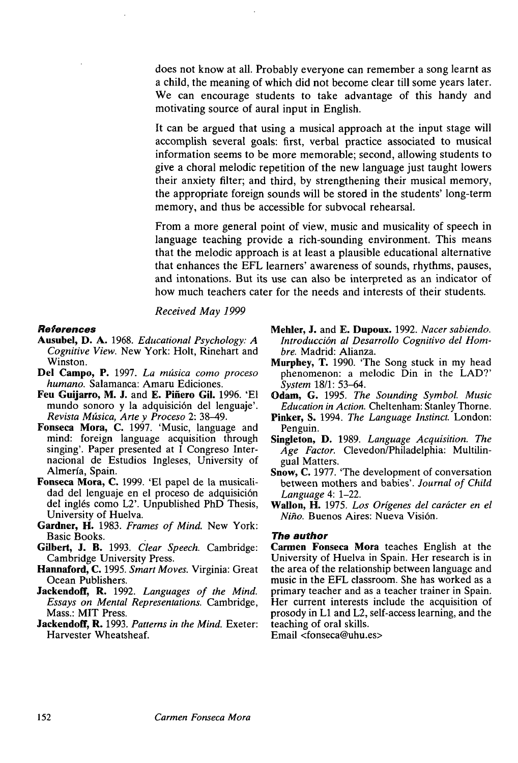does not know at all. Probably everyone can remember a song learnt as a child, the meaning of which did not become clear till some years later. We can encourage students to take advantage of this handy and motivating source of aural input in English.

It can be argued that using a musical approach at the input stage will accomplish several goals: first, verbal practice associated to musical information seems to be more memorable; second, allowing students to give a choral melodic repetition of the new language just taught lowers their anxiety filter; and third, by strengthening their musical memory, the appropriate foreign sounds will be stored in the students' long-term memory, and thus be accessible for subvocal rehearsal.

From a more general point of view, music and musicality of speech in language teaching provide a rich-sounding environment. This means that the melodic approach is at least a plausible educational alternative that enhances the EFL learners' awareness of sounds, rhythms, pauses, and intonations. But its use can also be interpreted as an indicator of how much teachers cater for the needs and interests of their students.

*Received May 1999*

### References

**Ausubel, D. A.** 1968. *Educational Psychology: A Cognitive View.* New York: Holt, Rinehart and Winston.

**Del Campo, P.** 1997. *La música como proceso humano.* Salamanca: Amaru Ediciones.

**Feu Guijarro, M. J.** and **E. Piñero Gil.** 1996. 'El mundo sonoro y la adquisición del lenguaje'. *Revista Música, Arte y Proceso* 2: 38–49.

**Fonseca Mora, C.** 1997. 'Music, language and mind: foreign language acquisition through singing'. Paper presented at I Congreso Internacional de Estudios Ingleses, University of Almería, Spain.

**Fonseca Mora, C.** 1999. 'El papel de la musicalidad del lenguaje en el proceso de adquisición del inglés como L2'. Unpublished PhD Thesis, University of Huelva.

**Gardner, H.** 1983. *Frames of Mind.* New York: Basic Books.

**Gilbert, J. B.** 1993. *Clear Speech.* Cambridge: Cambridge University Press.

**Hannaford, C.** 1995. *Smart Moves.* Virginia: Great Ocean Publishers.

**Jackendoff, R.** 1992. *Languages of the Mind. Essays on Mental Representations.* Cambridge, Mass.: MIT Press.

**Jackendoff, R.** 1993. *Patterns in the Mind.* Exeter: Harvester Wheatsheaf.

**Mehler, J.** and **E. Dupoux.** 1992. *Nacer sabiendo. Introducción al Desarrollo Cognitivo del Hombre.* Madrid: Alianza.

**Murphey, T.** 1990. 'The Song stuck in my head phenomenon: a melodic Din in the LAD?' *System* 18/1: 53–64.

**Odam, G.** 1995. *The Sounding Symbol. Music Education in Action.* Cheltenham: Stanley Thorne.

**Pinker, S.** 1994. *The Language Instinct.* London: Penguin.

**Singleton, D.** 1989. *Language Acquisition. The Age Factor.* Clevedon/Philadelphia: Multilingual Matters.

**Snow, C.** 1977. 'The development of conversation between mothers and babies'. *Journal of Child Language* 4: 1–22.

**Wallon, H.** 1975. *Los Orígenes del carácter en el Niño.* Buenos Aires: Nueva Visión.

### The author

**Carmen Fonseca Mora** teaches English at the University of Huelva in Spain. Her research is in the area of the relationship between language and music in the EFL classroom. She has worked as a primary teacher and as a teacher trainer in Spain. Her current interests include the acquisition of prosody in L1 and L2, self-access learning, and the teaching of oral skills.
Email <fonseca@uhu.es>